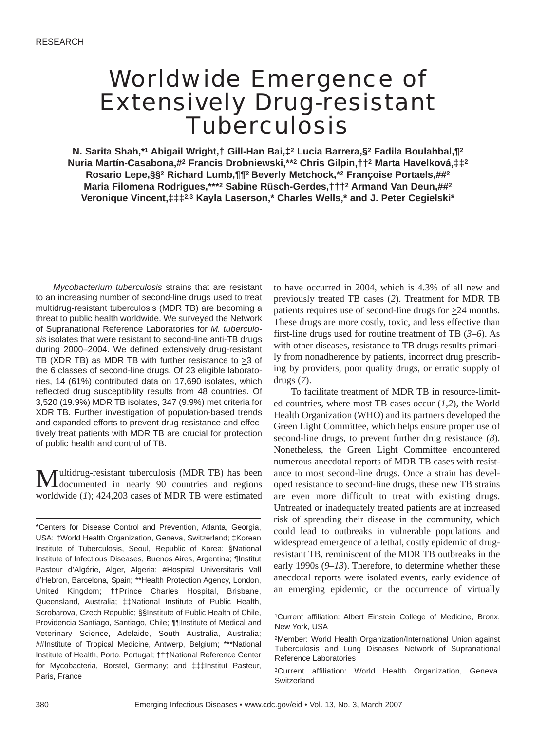RESEARCH

# Worldwide Emergence of Extensively Drug-resistant Tuberculosis

**N. Sarita Shah,*[1] Abigail Wright,† Gill-Han Bai,‡[2] Lucia Barrera,§[2] Fadila Boulahbal,¶[2] Nuria Martín-Casabona,#[2] Francis Drobniewski,**[2] Chris Gilpin,††[2] Marta Havelková,‡‡[2] Rosario Lepe,§§[2] Richard Lumb,¶¶[2] Beverly Metchock,*[2] Françoise Portaels,##[2] Maria Filomena Rodrigues,***[2] Sabine Rüsch-Gerdes,†††[2] Armand Van Deun,##[2] Veronique Vincent,‡‡‡[2,3] Kayla Laserson,* Charles Wells,* and J. Peter Cegielski***

*Mycobacterium tuberculosis* strains that are resistant to an increasing number of second-line drugs used to treat multidrug-resistant tuberculosis (MDR TB) are becoming a threat to public health worldwide. We surveyed the Network of Supranational Reference Laboratories for *M. tuberculosis* isolates that were resistant to second-line anti-TB drugs during 2000–2004. We defined extensively drug-resistant TB (XDR TB) as MDR TB with further resistance to ≥3 of the 6 classes of second-line drugs. Of 23 eligible laboratories, 14 (61%) contributed data on 17,690 isolates, which reflected drug susceptibility results from 48 countries. Of 3,520 (19.9%) MDR TB isolates, 347 (9.9%) met criteria for XDR TB. Further investigation of population-based trends and expanded efforts to prevent drug resistance and effectively treat patients with MDR TB are crucial for protection of public health and control of TB.

Multidrug-resistant tuberculosis (MDR TB) has been documented in nearly 90 countries and regions worldwide (*1*); 424,203 cases of MDR TB were estimated to have occurred in 2004, which is 4.3% of all new and previously treated TB cases (*2*). Treatment for MDR TB patients requires use of second-line drugs for ≥24 months. These drugs are more costly, toxic, and less effective than first-line drugs used for routine treatment of TB (*3–6*). As with other diseases, resistance to TB drugs results primarily from nonadherence by patients, incorrect drug prescribing by providers, poor quality drugs, or erratic supply of drugs (*7*).

To facilitate treatment of MDR TB in resource-limited countries, where most TB cases occur (*1*,*2*), the World Health Organization (WHO) and its partners developed the Green Light Committee, which helps ensure proper use of second-line drugs, to prevent further drug resistance (*8*). Nonetheless, the Green Light Committee encountered numerous anecdotal reports of MDR TB cases with resistance to most second-line drugs. Once a strain has developed resistance to second-line drugs, these new TB strains are even more difficult to treat with existing drugs. Untreated or inadequately treated patients are at increased risk of spreading their disease in the community, which could lead to outbreaks in vulnerable populations and widespread emergence of a lethal, costly epidemic of drug-resistant TB, reminiscent of the MDR TB outbreaks in the early 1990s (*9–13*). Therefore, to determine whether these anecdotal reports were isolated events, early evidence of an emerging epidemic, or the occurrence of virtually

---

*Centers for Disease Control and Prevention, Atlanta, Georgia, USA; †World Health Organization, Geneva, Switzerland; ‡Korean Institute of Tuberculosis, Seoul, Republic of Korea; §National Institute of Infectious Diseases, Buenos Aires, Argentina; ¶Institut Pasteur d'Algérie, Alger, Algeria; #Hospital Universitaris Vall d'Hebron, Barcelona, Spain; **Health Protection Agency, London, United Kingdom; ††Prince Charles Hospital, Brisbane, Queensland, Australia; ‡‡National Institute of Public Health, Scrobarova, Czech Republic; §§Institute of Public Health of Chile, Providencia Santiago, Santiago, Chile; ¶¶Institute of Medical and Veterinary Science, Adelaide, South Australia, Australia; ##Institute of Tropical Medicine, Antwerp, Belgium; ***National Institute of Health, Porto, Portugal; †††National Reference Center for Mycobacteria, Borstel, Germany; and ‡‡‡Institut Pasteur, Paris, France

[1]Current affiliation: Albert Einstein College of Medicine, Bronx, New York, USA

[2]Member: World Health Organization/International Union against Tuberculosis and Lung Diseases Network of Supranational Reference Laboratories

[3]Current affiliation: World Health Organization, Geneva, Switzerland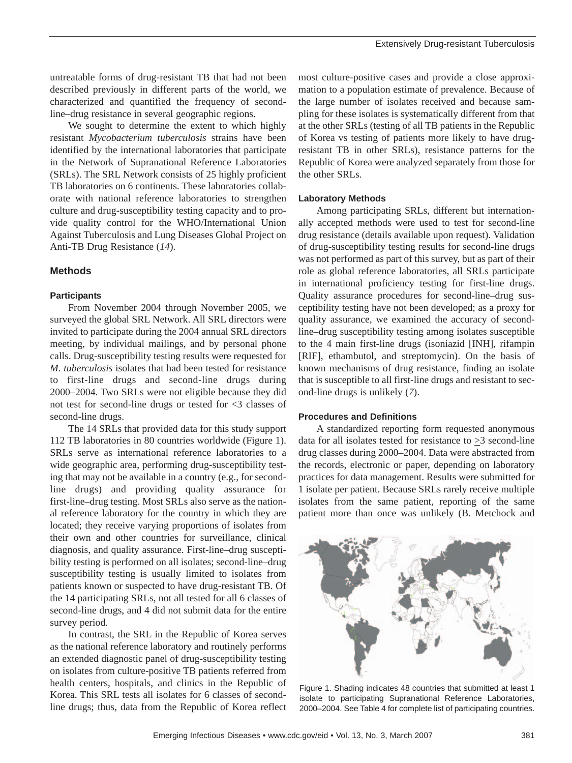untreatable forms of drug-resistant TB that had not been described previously in different parts of the world, we characterized and quantified the frequency of second-line–drug resistance in several geographic regions.

We sought to determine the extent to which highly resistant *Mycobacterium tuberculosis* strains have been identified by the international laboratories that participate in the Network of Supranational Reference Laboratories (SRLs). The SRL Network consists of 25 highly proficient TB laboratories on 6 continents. These laboratories collaborate with national reference laboratories to strengthen culture and drug-susceptibility testing capacity and to provide quality control for the WHO/International Union Against Tuberculosis and Lung Diseases Global Project on Anti-TB Drug Resistance (*14*).

## Methods

### Participants

From November 2004 through November 2005, we surveyed the global SRL Network. All SRL directors were invited to participate during the 2004 annual SRL directors meeting, by individual mailings, and by personal phone calls. Drug-susceptibility testing results were requested for *M. tuberculosis* isolates that had been tested for resistance to first-line drugs and second-line drugs during 2000–2004. Two SRLs were not eligible because they did not test for second-line drugs or tested for <3 classes of second-line drugs.

The 14 SRLs that provided data for this study support 112 TB laboratories in 80 countries worldwide (Figure 1). SRLs serve as international reference laboratories to a wide geographic area, performing drug-susceptibility testing that may not be available in a country (e.g., for second-line drugs) and providing quality assurance for first-line–drug testing. Most SRLs also serve as the national reference laboratory for the country in which they are located; they receive varying proportions of isolates from their own and other countries for surveillance, clinical diagnosis, and quality assurance. First-line–drug susceptibility testing is performed on all isolates; second-line–drug susceptibility testing is usually limited to isolates from patients known or suspected to have drug-resistant TB. Of the 14 participating SRLs, not all tested for all 6 classes of second-line drugs, and 4 did not submit data for the entire survey period.

In contrast, the SRL in the Republic of Korea serves as the national reference laboratory and routinely performs an extended diagnostic panel of drug-susceptibility testing on isolates from culture-positive TB patients referred from health centers, hospitals, and clinics in the Republic of Korea. This SRL tests all isolates for 6 classes of second-line drugs; thus, data from the Republic of Korea reflect most culture-positive cases and provide a close approximation to a population estimate of prevalence. Because of the large number of isolates received and because sampling for these isolates is systematically different from that at the other SRLs (testing of all TB patients in the Republic of Korea vs testing of patients more likely to have drug-resistant TB in other SRLs), resistance patterns for the Republic of Korea were analyzed separately from those for the other SRLs.

### Laboratory Methods

Among participating SRLs, different but internationally accepted methods were used to test for second-line drug resistance (details available upon request). Validation of drug-susceptibility testing results for second-line drugs was not performed as part of this survey, but as part of their role as global reference laboratories, all SRLs participate in international proficiency testing for first-line drugs. Quality assurance procedures for second-line–drug susceptibility testing have not been developed; as a proxy for quality assurance, we examined the accuracy of second-line–drug susceptibility testing among isolates susceptible to the 4 main first-line drugs (isoniazid [INH], rifampin [RIF], ethambutol, and streptomycin). On the basis of known mechanisms of drug resistance, finding an isolate that is susceptible to all first-line drugs and resistant to second-line drugs is unlikely (*7*).

### Procedures and Definitions

A standardized reporting form requested anonymous data for all isolates tested for resistance to $\geq$3 second-line drug classes during 2000–2004. Data were abstracted from the records, electronic or paper, depending on laboratory practices for data management. Results were submitted for 1 isolate per patient. Because SRLs rarely receive multiple isolates from the same patient, reporting of the same patient more than once was unlikely (B. Metchock and

Figure 1. Shading indicates 48 countries that submitted at least 1 isolate to participating Supranational Reference Laboratories, 2000–2004. See Table 4 for complete list of participating countries.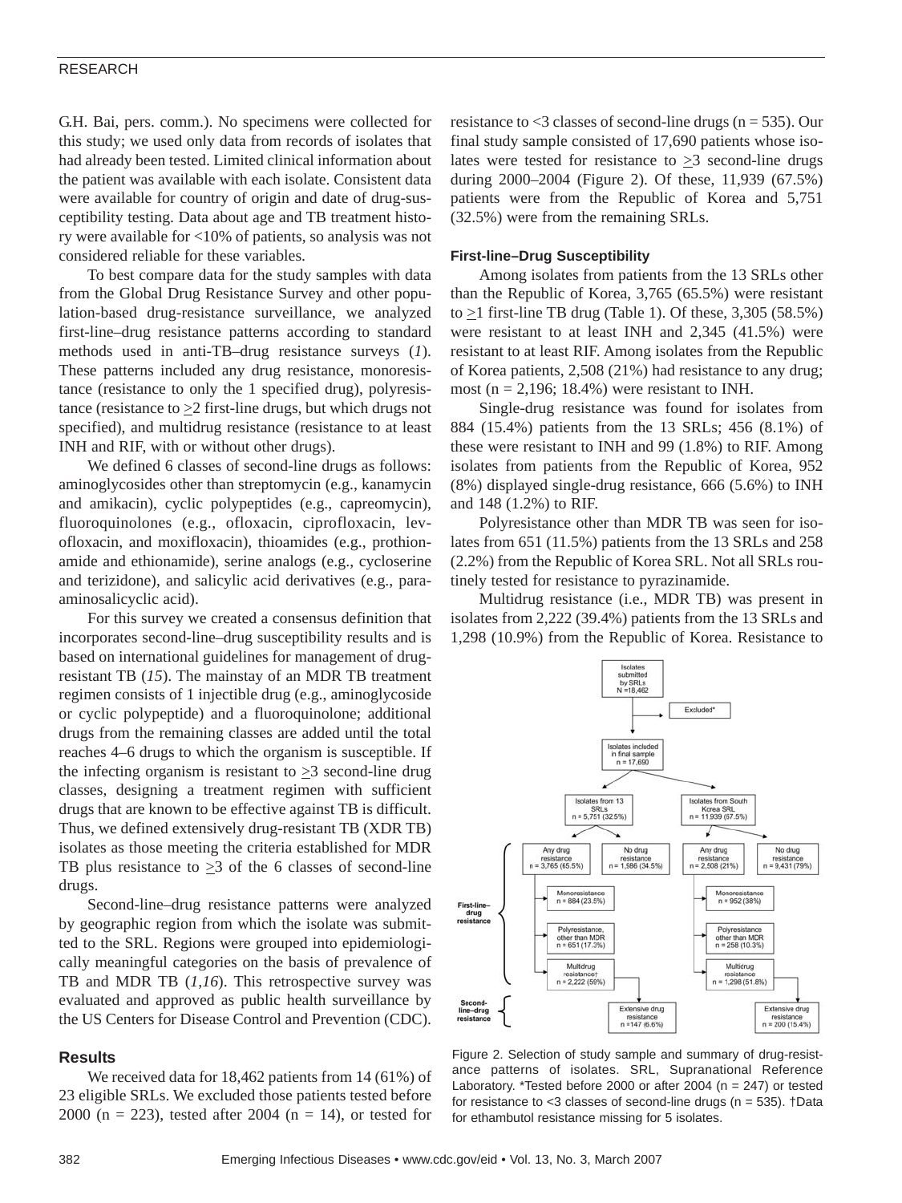G.H. Bai, pers. comm.). No specimens were collected for this study; we used only data from records of isolates that had already been tested. Limited clinical information about the patient was available with each isolate. Consistent data were available for country of origin and date of drug-susceptibility testing. Data about age and TB treatment history were available for <10% of patients, so analysis was not considered reliable for these variables.

To best compare data for the study samples with data from the Global Drug Resistance Survey and other population-based drug-resistance surveillance, we analyzed first-line–drug resistance patterns according to standard methods used in anti-TB–drug resistance surveys (*1*). These patterns included any drug resistance, monoresistance (resistance to only the 1 specified drug), polyresistance (resistance to ≥2 first-line drugs, but which drugs not specified), and multidrug resistance (resistance to at least INH and RIF, with or without other drugs).

We defined 6 classes of second-line drugs as follows: aminoglycosides other than streptomycin (e.g., kanamycin and amikacin), cyclic polypeptides (e.g., capreomycin), fluoroquinolones (e.g., ofloxacin, ciprofloxacin, levofloxacin, and moxifloxacin), thioamides (e.g., prothionamide and ethionamide), serine analogs (e.g., cycloserine and terizidone), and salicylic acid derivatives (e.g., para-aminosalicyclic acid).

For this survey we created a consensus definition that incorporates second-line–drug susceptibility results and is based on international guidelines for management of drug-resistant TB (*15*). The mainstay of an MDR TB treatment regimen consists of 1 injectible drug (e.g., aminoglycoside or cyclic polypeptide) and a fluoroquinolone; additional drugs from the remaining classes are added until the total reaches 4–6 drugs to which the organism is susceptible. If the infecting organism is resistant to ≥3 second-line drug classes, designing a treatment regimen with sufficient drugs that are known to be effective against TB is difficult. Thus, we defined extensively drug-resistant TB (XDR TB) isolates as those meeting the criteria established for MDR TB plus resistance to ≥3 of the 6 classes of second-line drugs.

Second-line–drug resistance patterns were analyzed by geographic region from which the isolate was submitted to the SRL. Regions were grouped into epidemiologically meaningful categories on the basis of prevalence of TB and MDR TB (*1,16*). This retrospective survey was evaluated and approved as public health surveillance by the US Centers for Disease Control and Prevention (CDC).

## Results

We received data for 18,462 patients from 14 (61%) of 23 eligible SRLs. We excluded those patients tested before 2000 (n = 223), tested after 2004 (n = 14), or tested for resistance to <3 classes of second-line drugs (n = 535). Our final study sample consisted of 17,690 patients whose isolates were tested for resistance to ≥3 second-line drugs during 2000–2004 (Figure 2). Of these, 11,939 (67.5%) patients were from the Republic of Korea and 5,751 (32.5%) were from the remaining SRLs.

### First-line–Drug Susceptibility

Among isolates from patients from the 13 SRLs other than the Republic of Korea, 3,765 (65.5%) were resistant to ≥1 first-line TB drug (Table 1). Of these, 3,305 (58.5%) were resistant to at least INH and 2,345 (41.5%) were resistant to at least RIF. Among isolates from the Republic of Korea patients, 2,508 (21%) had resistance to any drug; most (n = 2,196; 18.4%) were resistant to INH.

Single-drug resistance was found for isolates from 884 (15.4%) patients from the 13 SRLs; 456 (8.1%) of these were resistant to INH and 99 (1.8%) to RIF. Among isolates from patients from the Republic of Korea, 952 (8%) displayed single-drug resistance, 666 (5.6%) to INH and 148 (1.2%) to RIF.

Polyresistance other than MDR TB was seen for isolates from 651 (11.5%) patients from the 13 SRLs and 258 (2.2%) from the Republic of Korea SRL. Not all SRLs routinely tested for resistance to pyrazinamide.

Multidrug resistance (i.e., MDR TB) was present in isolates from 2,222 (39.4%) patients from the 13 SRLs and 1,298 (10.9%) from the Republic of Korea. Resistance to

Isolates submitted by SRLs N = 18,462 → Excluded* → Isolates included in final sample n = 17,690

Isolates from 13 SRLs n = 5,751 (32.5%) | Isolates from South Korea SRL n = 11,939 (67.5%)

First-line–drug resistance:
- 13 SRLs: Any drug resistance n = 3,765 (65.5%); No drug resistance n = 1,986 (34.5%); Monoresistance n = 884 (23.5%); Polyresistance, other than MDR n = 651 (17.3%); Multidrug resistance† n = 2,222 (59%)
- South Korea SRL: Any drug resistance n = 2,508 (21%); No drug resistance n = 9,431 (79%); Monoresistance n = 952 (38%); Polyresistance other than MDR n = 258 (10.3%); Multidrug resistance n = 1,298 (51.8%)

Second-line–drug resistance:
- 13 SRLs: Extensive drug resistance n = 147 (6.6%)
- South Korea SRL: Extensive drug resistance n = 200 (15.4%)

Figure 2. Selection of study sample and summary of drug-resistance patterns of isolates. SRL, Supranational Reference Laboratory. *Tested before 2000 or after 2004 (n = 247) or tested for resistance to <3 classes of second-line drugs (n = 535). †Data for ethambutol resistance missing for 5 isolates.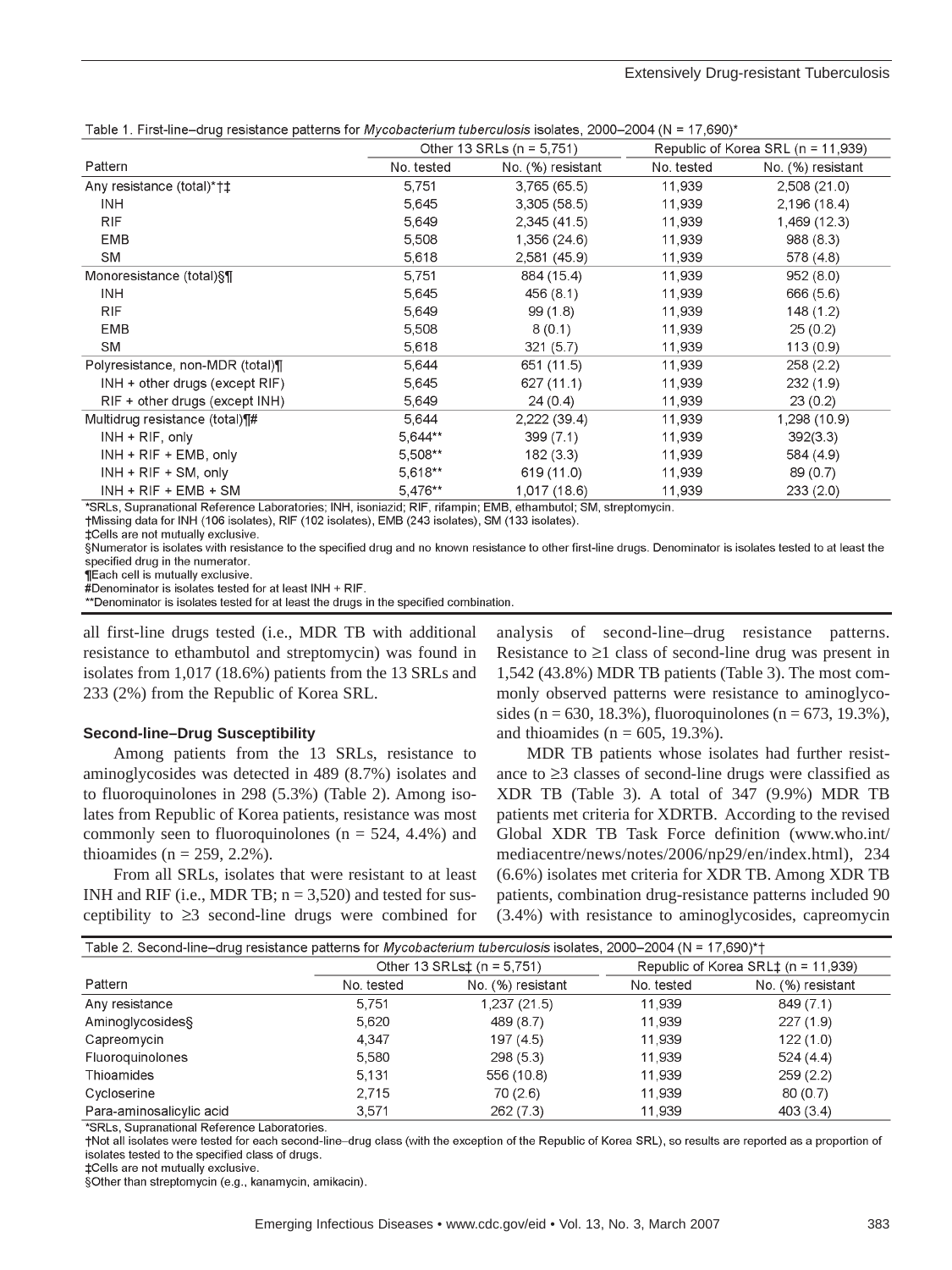Table 1. First-line–drug resistance patterns for *Mycobacterium tuberculosis* isolates, 2000–2004 (N = 17,690)*

| Pattern | Other 13 SRLs (n = 5,751) | | Republic of Korea SRL (n = 11,939) | |
|---|---|---|---|---|
| | No. tested | No. (%) resistant | No. tested | No. (%) resistant |
| Any resistance (total)*†‡ | 5,751 | 3,765 (65.5) | 11,939 | 2,508 (21.0) |
| INH | 5,645 | 3,305 (58.5) | 11,939 | 2,196 (18.4) |
| RIF | 5,649 | 2,345 (41.5) | 11,939 | 1,469 (12.3) |
| EMB | 5,508 | 1,356 (24.6) | 11,939 | 988 (8.3) |
| SM | 5,618 | 2,581 (45.9) | 11,939 | 578 (4.8) |
| Monoresistance (total)§¶ | 5,751 | 884 (15.4) | 11,939 | 952 (8.0) |
| INH | 5,645 | 456 (8.1) | 11,939 | 666 (5.6) |
| RIF | 5,649 | 99 (1.8) | 11,939 | 148 (1.2) |
| EMB | 5,508 | 8 (0.1) | 11,939 | 25 (0.2) |
| SM | 5,618 | 321 (5.7) | 11,939 | 113 (0.9) |
| Polyresistance, non-MDR (total)¶ | 5,644 | 651 (11.5) | 11,939 | 258 (2.2) |
| INH + other drugs (except RIF) | 5,645 | 627 (11.1) | 11,939 | 232 (1.9) |
| RIF + other drugs (except INH) | 5,649 | 24 (0.4) | 11,939 | 23 (0.2) |
| Multidrug resistance (total)¶# | 5,644 | 2,222 (39.4) | 11,939 | 1,298 (10.9) |
| INH + RIF, only | 5,644** | 399 (7.1) | 11,939 | 392(3.3) |
| INH + RIF + EMB, only | 5,508** | 182 (3.3) | 11,939 | 584 (4.9) |
| INH + RIF + SM, only | 5,618** | 619 (11.0) | 11,939 | 89 (0.7) |
| INH + RIF + EMB + SM | 5,476** | 1,017 (18.6) | 11,939 | 233 (2.0) |

*SRLs, Supranational Reference Laboratories; INH, isoniazid; RIF, rifampin; EMB, ethambutol; SM, streptomycin.
†Missing data for INH (106 isolates), RIF (102 isolates), EMB (243 isolates), SM (133 isolates).
‡Cells are not mutually exclusive.
§Numerator is isolates with resistance to the specified drug and no known resistance to other first-line drugs. Denominator is isolates tested to at least the specified drug in the numerator.
¶Each cell is mutually exclusive.
#Denominator is isolates tested for at least INH + RIF.
**Denominator is isolates tested for at least the drugs in the specified combination.

all first-line drugs tested (i.e., MDR TB with additional resistance to ethambutol and streptomycin) was found in isolates from 1,017 (18.6%) patients from the 13 SRLs and 233 (2%) from the Republic of Korea SRL.

**Second-line–Drug Susceptibility**

Among patients from the 13 SRLs, resistance to aminoglycosides was detected in 489 (8.7%) isolates and to fluoroquinolones in 298 (5.3%) (Table 2). Among isolates from Republic of Korea patients, resistance was most commonly seen to fluoroquinolones (n = 524, 4.4%) and thioamides (n = 259, 2.2%).

From all SRLs, isolates that were resistant to at least INH and RIF (i.e., MDR TB; n = 3,520) and tested for susceptibility to ≥3 second-line drugs were combined for analysis of second-line–drug resistance patterns. Resistance to ≥1 class of second-line drug was present in 1,542 (43.8%) MDR TB patients (Table 3). The most commonly observed patterns were resistance to aminoglycosides (n = 630, 18.3%), fluoroquinolones (n = 673, 19.3%), and thioamides (n = 605, 19.3%).

MDR TB patients whose isolates had further resistance to ≥3 classes of second-line drugs were classified as XDR TB (Table 3). A total of 347 (9.9%) MDR TB patients met criteria for XDRTB. According to the revised Global XDR TB Task Force definition (www.who.int/mediacentre/news/notes/2006/np29/en/index.html), 234 (6.6%) isolates met criteria for XDR TB. Among XDR TB patients, combination drug-resistance patterns included 90 (3.4%) with resistance to aminoglycosides, capreomycin

Table 2. Second-line–drug resistance patterns for *Mycobacterium tuberculosis* isolates, 2000–2004 (N = 17,690)*†

| Pattern | Other 13 SRLs‡ (n = 5,751) | | Republic of Korea SRL‡ (n = 11,939) | |
|---|---|---|---|---|
| | No. tested | No. (%) resistant | No. tested | No. (%) resistant |
| Any resistance | 5,751 | 1,237 (21.5) | 11,939 | 849 (7.1) |
| Aminoglycosides§ | 5,620 | 489 (8.7) | 11,939 | 227 (1.9) |
| Capreomycin | 4,347 | 197 (4.5) | 11,939 | 122 (1.0) |
| Fluoroquinolones | 5,580 | 298 (5.3) | 11,939 | 524 (4.4) |
| Thioamides | 5,131 | 556 (10.8) | 11,939 | 259 (2.2) |
| Cycloserine | 2,715 | 70 (2.6) | 11,939 | 80 (0.7) |
| Para-aminosalicylic acid | 3,571 | 262 (7.3) | 11,939 | 403 (3.4) |

*SRLs, Supranational Reference Laboratories.
†Not all isolates were tested for each second-line–drug class (with the exception of the Republic of Korea SRL), so results are reported as a proportion of isolates tested to the specified class of drugs.
‡Cells are not mutually exclusive.
§Other than streptomycin (e.g., kanamycin, amikacin).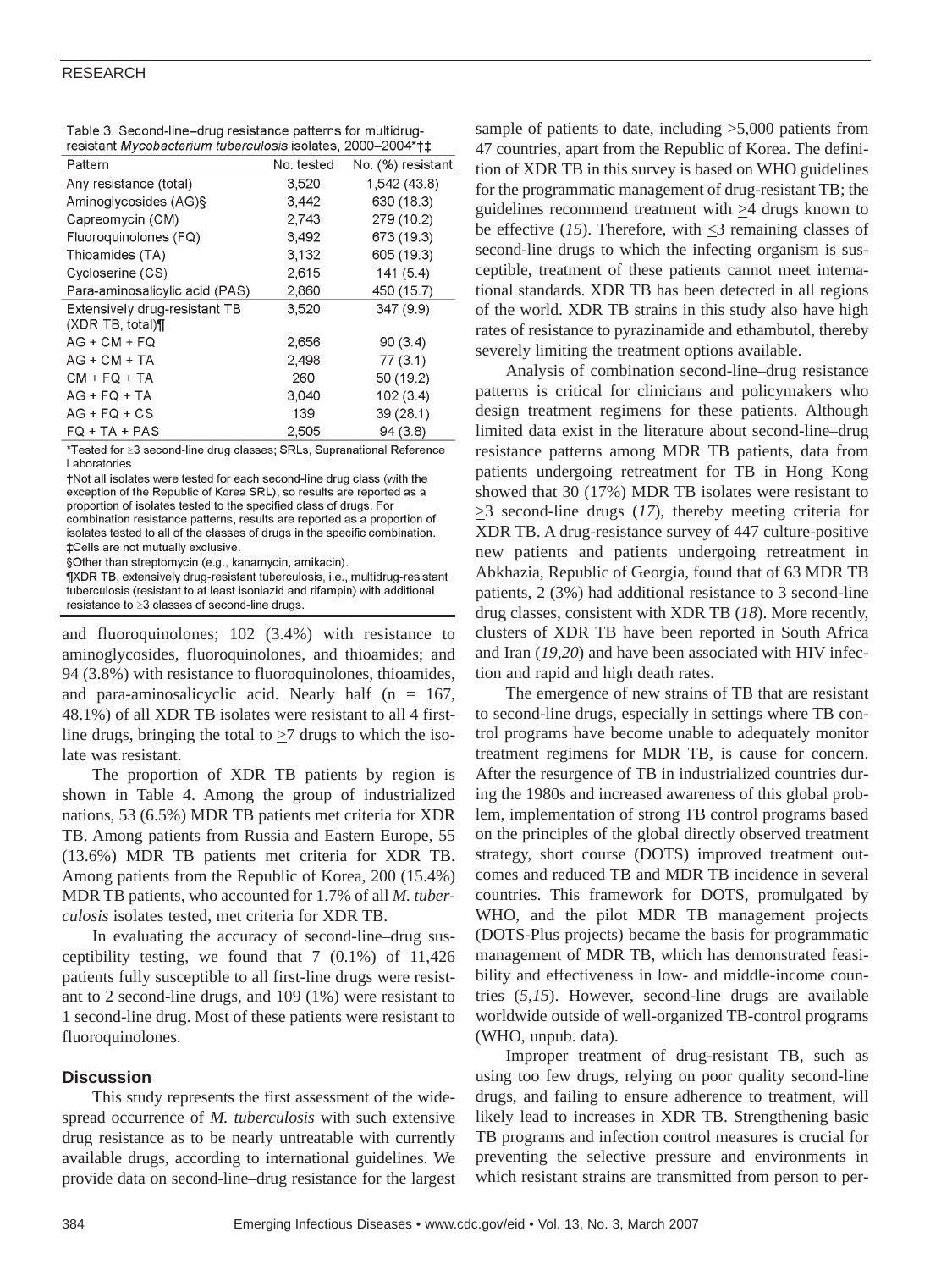Table 3. Second-line–drug resistance patterns for multidrug-resistant *Mycobacterium tuberculosis* isolates, 2000–2004*†‡

| Pattern | No. tested | No. (%) resistant |
|---|---|---|
| Any resistance (total) | 3,520 | 1,542 (43.8) |
| Aminoglycosides (AG)§ | 3,442 | 630 (18.3) |
| Capreomycin (CM) | 2,743 | 279 (10.2) |
| Fluoroquinolones (FQ) | 3,492 | 673 (19.3) |
| Thioamides (TA) | 3,132 | 605 (19.3) |
| Cycloserine (CS) | 2,615 | 141 (5.4) |
| Para-aminosalicylic acid (PAS) | 2,860 | 450 (15.7) |
| Extensively drug-resistant TB (XDR TB, total)¶ | 3,520 | 347 (9.9) |
| AG + CM + FQ | 2,656 | 90 (3.4) |
| AG + CM + TA | 2,498 | 77 (3.1) |
| CM + FQ + TA | 260 | 50 (19.2) |
| AG + FQ + TA | 3,040 | 102 (3.4) |
| AG + FQ + CS | 139 | 39 (28.1) |
| FQ + TA + PAS | 2,505 | 94 (3.8) |

*Tested for ≥3 second-line drug classes; SRLs, Supranational Reference Laboratories.
†Not all isolates were tested for each second-line drug class (with the exception of the Republic of Korea SRL), so results are reported as a proportion of isolates tested to the specified class of drugs. For combination resistance patterns, results are reported as a proportion of isolates tested to all of the classes of drugs in the specific combination.
‡Cells are not mutually exclusive.
§Other than streptomycin (e.g., kanamycin, amikacin).
¶XDR TB, extensively drug-resistant tuberculosis, i.e., multidrug-resistant tuberculosis (resistant to at least isoniazid and rifampin) with additional resistance to ≥3 classes of second-line drugs.

and fluoroquinolones; 102 (3.4%) with resistance to aminoglycosides, fluoroquinolones, and thioamides; and 94 (3.8%) with resistance to fluoroquinolones, thioamides, and para-aminosalicyclic acid. Nearly half (n = 167, 48.1%) of all XDR TB isolates were resistant to all 4 first-line drugs, bringing the total to ≥7 drugs to which the isolate was resistant.

The proportion of XDR TB patients by region is shown in Table 4. Among the group of industrialized nations, 53 (6.5%) MDR TB patients met criteria for XDR TB. Among patients from Russia and Eastern Europe, 55 (13.6%) MDR TB patients met criteria for XDR TB. Among patients from the Republic of Korea, 200 (15.4%) MDR TB patients, who accounted for 1.7% of all *M. tuberculosis* isolates tested, met criteria for XDR TB.

In evaluating the accuracy of second-line–drug susceptibility testing, we found that 7 (0.1%) of 11,426 patients fully susceptible to all first-line drugs were resistant to 2 second-line drugs, and 109 (1%) were resistant to 1 second-line drug. Most of these patients were resistant to fluoroquinolones.

## Discussion

This study represents the first assessment of the widespread occurrence of *M. tuberculosis* with such extensive drug resistance as to be nearly untreatable with currently available drugs, according to international guidelines. We provide data on second-line–drug resistance for the largest sample of patients to date, including >5,000 patients from 47 countries, apart from the Republic of Korea. The definition of XDR TB in this survey is based on WHO guidelines for the programmatic management of drug-resistant TB; the guidelines recommend treatment with ≥4 drugs known to be effective (*15*). Therefore, with ≤3 remaining classes of second-line drugs to which the infecting organism is susceptible, treatment of these patients cannot meet international standards. XDR TB has been detected in all regions of the world. XDR TB strains in this study also have high rates of resistance to pyrazinamide and ethambutol, thereby severely limiting the treatment options available.

Analysis of combination second-line–drug resistance patterns is critical for clinicians and policymakers who design treatment regimens for these patients. Although limited data exist in the literature about second-line–drug resistance patterns among MDR TB patients, data from patients undergoing retreatment for TB in Hong Kong showed that 30 (17%) MDR TB isolates were resistant to ≥3 second-line drugs (*17*), thereby meeting criteria for XDR TB. A drug-resistance survey of 447 culture-positive new patients and patients undergoing retreatment in Abkhazia, Republic of Georgia, found that of 63 MDR TB patients, 2 (3%) had additional resistance to 3 second-line drug classes, consistent with XDR TB (*18*). More recently, clusters of XDR TB have been reported in South Africa and Iran (*19*,*20*) and have been associated with HIV infection and rapid and high death rates.

The emergence of new strains of TB that are resistant to second-line drugs, especially in settings where TB control programs have become unable to adequately monitor treatment regimens for MDR TB, is cause for concern. After the resurgence of TB in industrialized countries during the 1980s and increased awareness of this global problem, implementation of strong TB control programs based on the principles of the global directly observed treatment strategy, short course (DOTS) improved treatment outcomes and reduced TB and MDR TB incidence in several countries. This framework for DOTS, promulgated by WHO, and the pilot MDR TB management projects (DOTS-Plus projects) became the basis for programmatic management of MDR TB, which has demonstrated feasibility and effectiveness in low- and middle-income countries (*5*,*15*). However, second-line drugs are available worldwide outside of well-organized TB-control programs (WHO, unpub. data).

Improper treatment of drug-resistant TB, such as using too few drugs, relying on poor quality second-line drugs, and failing to ensure adherence to treatment, will likely lead to increases in XDR TB. Strengthening basic TB programs and infection control measures is crucial for preventing the selective pressure and environments in which resistant strains are transmitted from person to per-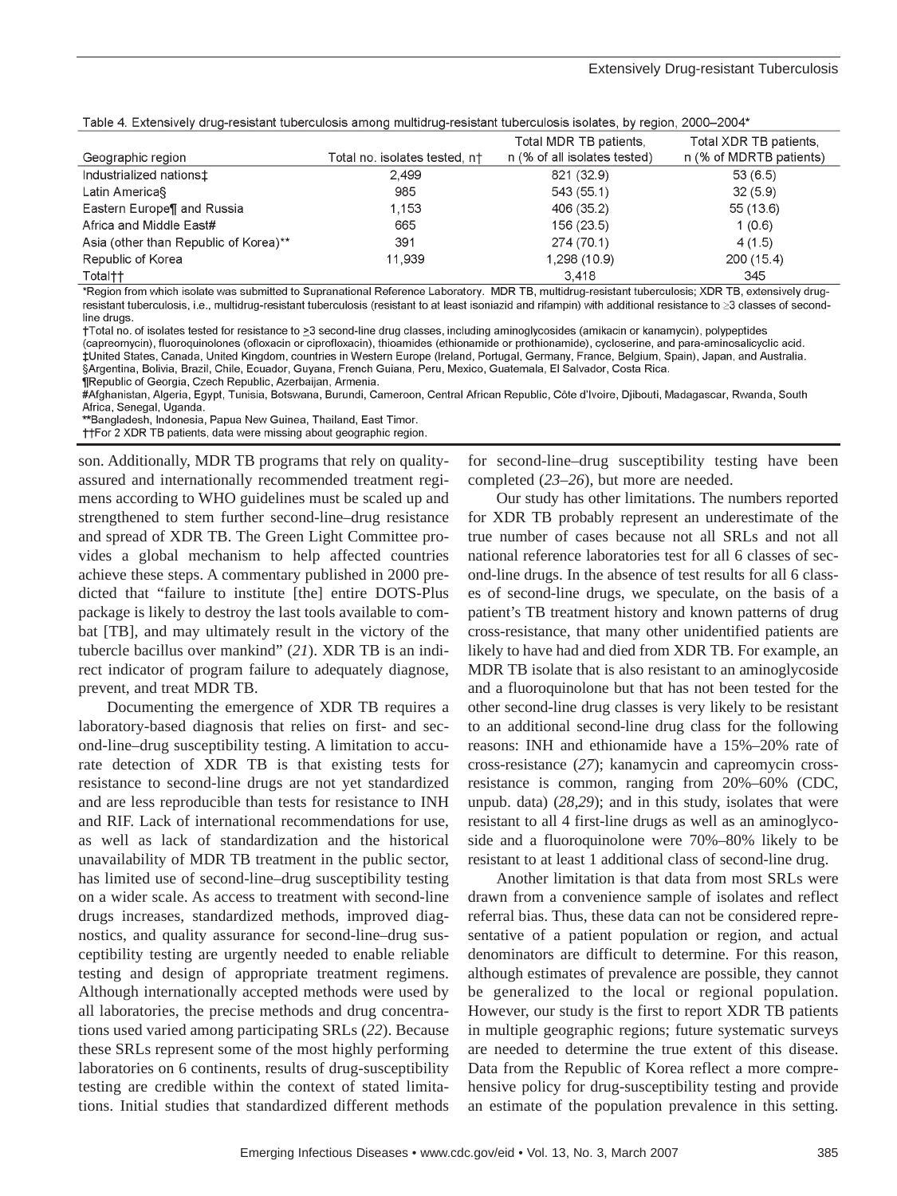Table 4. Extensively drug-resistant tuberculosis among multidrug-resistant tuberculosis isolates, by region, 2000–2004*

| Geographic region | Total no. isolates tested, n† | Total MDR TB patients, n (% of all isolates tested) | Total XDR TB patients, n (% of MDRTB patients) |
|---|---|---|---|
| Industrialized nations‡ | 2,499 | 821 (32.9) | 53 (6.5) |
| Latin America§ | 985 | 543 (55.1) | 32 (5.9) |
| Eastern Europe¶ and Russia | 1,153 | 406 (35.2) | 55 (13.6) |
| Africa and Middle East# | 665 | 156 (23.5) | 1 (0.6) |
| Asia (other than Republic of Korea)** | 391 | 274 (70.1) | 4 (1.5) |
| Republic of Korea | 11,939 | 1,298 (10.9) | 200 (15.4) |
| Total†† | | 3,418 | 345 |

*Region from which isolate was submitted to Supranational Reference Laboratory. MDR TB, multidrug-resistant tuberculosis; XDR TB, extensively drug-resistant tuberculosis, i.e., multidrug-resistant tuberculosis (resistant to at least isoniazid and rifampin) with additional resistance to ≥3 classes of second-line drugs.
†Total no. of isolates tested for resistance to ≥3 second-line drug classes, including aminoglycosides (amikacin or kanamycin), polypeptides (capreomycin), fluoroquinolones (ofloxacin or ciprofloxacin), thioamides (ethionamide or prothionamide), cycloserine, and para-aminosalicyclic acid.
‡United States, Canada, United Kingdom, countries in Western Europe (Ireland, Portugal, Germany, France, Belgium, Spain), Japan, and Australia.
§Argentina, Bolivia, Brazil, Chile, Ecuador, Guyana, French Guiana, Peru, Mexico, Guatemala, El Salvador, Costa Rica.
¶Republic of Georgia, Czech Republic, Azerbaijan, Armenia.
#Afghanistan, Algeria, Egypt, Tunisia, Botswana, Burundi, Cameroon, Central African Republic, Côte d'Ivoire, Djibouti, Madagascar, Rwanda, South Africa, Senegal, Uganda.
**Bangladesh, Indonesia, Papua New Guinea, Thailand, East Timor.
††For 2 XDR TB patients, data were missing about geographic region.

son. Additionally, MDR TB programs that rely on quality-assured and internationally recommended treatment regimens according to WHO guidelines must be scaled up and strengthened to stem further second-line–drug resistance and spread of XDR TB. The Green Light Committee provides a global mechanism to help affected countries achieve these steps. A commentary published in 2000 predicted that "failure to institute [the] entire DOTS-Plus package is likely to destroy the last tools available to combat [TB], and may ultimately result in the victory of the tubercle bacillus over mankind" (*21*). XDR TB is an indirect indicator of program failure to adequately diagnose, prevent, and treat MDR TB.

Documenting the emergence of XDR TB requires a laboratory-based diagnosis that relies on first- and second-line–drug susceptibility testing. A limitation to accurate detection of XDR TB is that existing tests for resistance to second-line drugs are not yet standardized and are less reproducible than tests for resistance to INH and RIF. Lack of international recommendations for use, as well as lack of standardization and the historical unavailability of MDR TB treatment in the public sector, has limited use of second-line–drug susceptibility testing on a wider scale. As access to treatment with second-line drugs increases, standardized methods, improved diagnostics, and quality assurance for second-line–drug susceptibility testing are urgently needed to enable reliable testing and design of appropriate treatment regimens. Although internationally accepted methods were used by all laboratories, the precise methods and drug concentrations used varied among participating SRLs (*22*). Because these SRLs represent some of the most highly performing laboratories on 6 continents, results of drug-susceptibility testing are credible within the context of stated limitations. Initial studies that standardized different methods for second-line–drug susceptibility testing have been completed (*23*–*26*), but more are needed.

Our study has other limitations. The numbers reported for XDR TB probably represent an underestimate of the true number of cases because not all SRLs and not all national reference laboratories test for all 6 classes of second-line drugs. In the absence of test results for all 6 classes of second-line drugs, we speculate, on the basis of a patient's TB treatment history and known patterns of drug cross-resistance, that many other unidentified patients are likely to have had and died from XDR TB. For example, an MDR TB isolate that is also resistant to an aminoglycoside and a fluoroquinolone but that has not been tested for the other second-line drug classes is very likely to be resistant to an additional second-line drug class for the following reasons: INH and ethionamide have a 15%–20% rate of cross-resistance (*27*); kanamycin and capreomycin cross-resistance is common, ranging from 20%–60% (CDC, unpub. data) (*28*,*29*); and in this study, isolates that were resistant to all 4 first-line drugs as well as an aminoglycoside and a fluoroquinolone were 70%–80% likely to be resistant to at least 1 additional class of second-line drug.

Another limitation is that data from most SRLs were drawn from a convenience sample of isolates and reflect referral bias. Thus, these data can not be considered representative of a patient population or region, and actual denominators are difficult to determine. For this reason, although estimates of prevalence are possible, they cannot be generalized to the local or regional population. However, our study is the first to report XDR TB patients in multiple geographic regions; future systematic surveys are needed to determine the true extent of this disease. Data from the Republic of Korea reflect a more comprehensive policy for drug-susceptibility testing and provide an estimate of the population prevalence in this setting.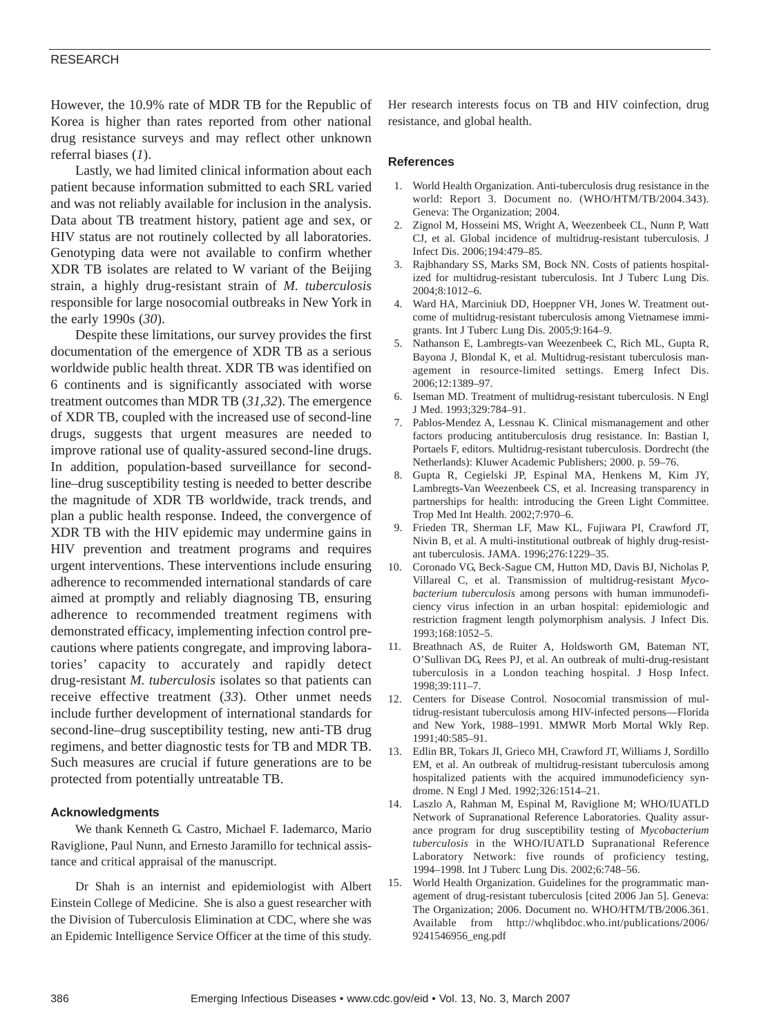However, the 10.9% rate of MDR TB for the Republic of Korea is higher than rates reported from other national drug resistance surveys and may reflect other unknown referral biases (*1*).

Lastly, we had limited clinical information about each patient because information submitted to each SRL varied and was not reliably available for inclusion in the analysis. Data about TB treatment history, patient age and sex, or HIV status are not routinely collected by all laboratories. Genotyping data were not available to confirm whether XDR TB isolates are related to W variant of the Beijing strain, a highly drug-resistant strain of *M. tuberculosis* responsible for large nosocomial outbreaks in New York in the early 1990s (*30*).

Despite these limitations, our survey provides the first documentation of the emergence of XDR TB as a serious worldwide public health threat. XDR TB was identified on 6 continents and is significantly associated with worse treatment outcomes than MDR TB (*31*,*32*). The emergence of XDR TB, coupled with the increased use of second-line drugs, suggests that urgent measures are needed to improve rational use of quality-assured second-line drugs. In addition, population-based surveillance for second-line–drug susceptibility testing is needed to better describe the magnitude of XDR TB worldwide, track trends, and plan a public health response. Indeed, the convergence of XDR TB with the HIV epidemic may undermine gains in HIV prevention and treatment programs and requires urgent interventions. These interventions include ensuring adherence to recommended international standards of care aimed at promptly and reliably diagnosing TB, ensuring adherence to recommended treatment regimens with demonstrated efficacy, implementing infection control precautions where patients congregate, and improving laboratories' capacity to accurately and rapidly detect drug-resistant *M. tuberculosis* isolates so that patients can receive effective treatment (*33*). Other unmet needs include further development of international standards for second-line–drug susceptibility testing, new anti-TB drug regimens, and better diagnostic tests for TB and MDR TB. Such measures are crucial if future generations are to be protected from potentially untreatable TB.

### Acknowledgments

We thank Kenneth G. Castro, Michael F. Iademarco, Mario Raviglione, Paul Nunn, and Ernesto Jaramillo for technical assistance and critical appraisal of the manuscript.

Dr Shah is an internist and epidemiologist with Albert Einstein College of Medicine. She is also a guest researcher with the Division of Tuberculosis Elimination at CDC, where she was an Epidemic Intelligence Service Officer at the time of this study. Her research interests focus on TB and HIV coinfection, drug resistance, and global health.

### References

1. World Health Organization. Anti-tuberculosis drug resistance in the world: Report 3. Document no. (WHO/HTM/TB/2004.343). Geneva: The Organization; 2004.
2. Zignol M, Hosseini MS, Wright A, Weezenbeek CL, Nunn P, Watt CJ, et al. Global incidence of multidrug-resistant tuberculosis. J Infect Dis. 2006;194:479–85.
3. Rajbhandary SS, Marks SM, Bock NN. Costs of patients hospitalized for multidrug-resistant tuberculosis. Int J Tuberc Lung Dis. 2004;8:1012–6.
4. Ward HA, Marciniuk DD, Hoeppner VH, Jones W. Treatment outcome of multidrug-resistant tuberculosis among Vietnamese immigrants. Int J Tuberc Lung Dis. 2005;9:164–9.
5. Nathanson E, Lambregts-van Weezenbeek C, Rich ML, Gupta R, Bayona J, Blondal K, et al. Multidrug-resistant tuberculosis management in resource-limited settings. Emerg Infect Dis. 2006;12:1389–97.
6. Iseman MD. Treatment of multidrug-resistant tuberculosis. N Engl J Med. 1993;329:784–91.
7. Pablos-Mendez A, Lessnau K. Clinical mismanagement and other factors producing antituberculosis drug resistance. In: Bastian I, Portaels F, editors. Multidrug-resistant tuberculosis. Dordrecht (the Netherlands): Kluwer Academic Publishers; 2000. p. 59–76.
8. Gupta R, Cegielski JP, Espinal MA, Henkens M, Kim JY, Lambregts-Van Weezenbeek CS, et al. Increasing transparency in partnerships for health: introducing the Green Light Committee. Trop Med Int Health. 2002;7:970–6.
9. Frieden TR, Sherman LF, Maw KL, Fujiwara PI, Crawford JT, Nivin B, et al. A multi-institutional outbreak of highly drug-resistant tuberculosis. JAMA. 1996;276:1229–35.
10. Coronado VG, Beck-Sague CM, Hutton MD, Davis BJ, Nicholas P, Villareal C, et al. Transmission of multidrug-resistant *Mycobacterium tuberculosis* among persons with human immunodeficiency virus infection in an urban hospital: epidemiologic and restriction fragment length polymorphism analysis. J Infect Dis. 1993;168:1052–5.
11. Breathnach AS, de Ruiter A, Holdsworth GM, Bateman NT, O'Sullivan DG, Rees PJ, et al. An outbreak of multi-drug-resistant tuberculosis in a London teaching hospital. J Hosp Infect. 1998;39:111–7.
12. Centers for Disease Control. Nosocomial transmission of multidrug-resistant tuberculosis among HIV-infected persons—Florida and New York, 1988–1991. MMWR Morb Mortal Wkly Rep. 1991;40:585–91.
13. Edlin BR, Tokars JI, Grieco MH, Crawford JT, Williams J, Sordillo EM, et al. An outbreak of multidrug-resistant tuberculosis among hospitalized patients with the acquired immunodeficiency syndrome. N Engl J Med. 1992;326:1514–21.
14. Laszlo A, Rahman M, Espinal M, Raviglione M; WHO/IUATLD Network of Supranational Reference Laboratories. Quality assurance program for drug susceptibility testing of *Mycobacterium tuberculosis* in the WHO/IUATLD Supranational Reference Laboratory Network: five rounds of proficiency testing, 1994–1998. Int J Tuberc Lung Dis. 2002;6:748–56.
15. World Health Organization. Guidelines for the programmatic management of drug-resistant tuberculosis [cited 2006 Jan 5]. Geneva: The Organization; 2006. Document no. WHO/HTM/TB/2006.361. Available from http://whqlibdoc.who.int/publications/2006/9241546956_eng.pdf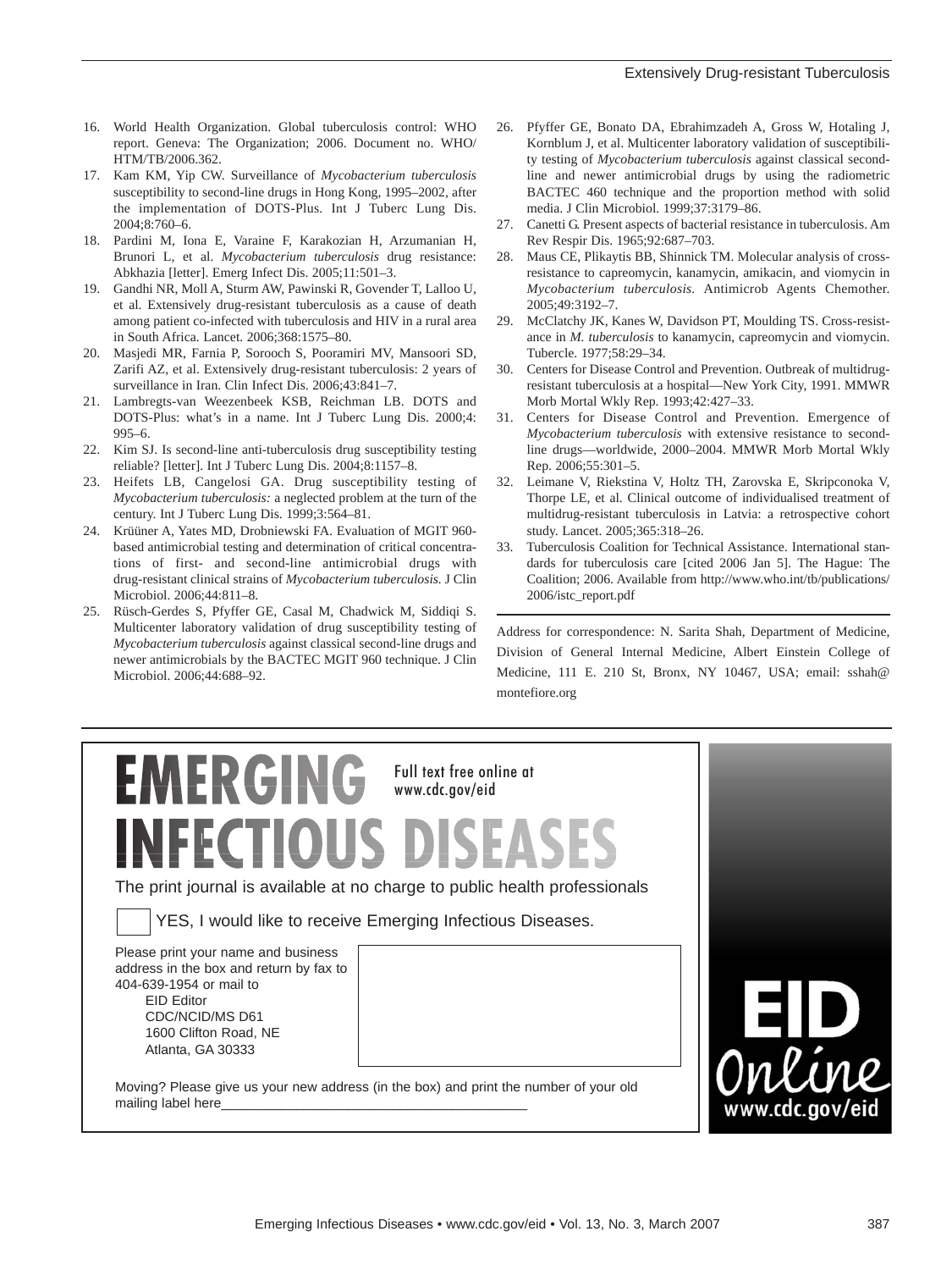16. World Health Organization. Global tuberculosis control: WHO report. Geneva: The Organization; 2006. Document no. WHO/HTM/TB/2006.362.
17. Kam KM, Yip CW. Surveillance of *Mycobacterium tuberculosis* susceptibility to second-line drugs in Hong Kong, 1995–2002, after the implementation of DOTS-Plus. Int J Tuberc Lung Dis. 2004;8:760–6.
18. Pardini M, Iona E, Varaine F, Karakozian H, Arzumanian H, Brunori L, et al. *Mycobacterium tuberculosis* drug resistance: Abkhazia [letter]. Emerg Infect Dis. 2005;11:501–3.
19. Gandhi NR, Moll A, Sturm AW, Pawinski R, Govender T, Lalloo U, et al. Extensively drug-resistant tuberculosis as a cause of death among patient co-infected with tuberculosis and HIV in a rural area in South Africa. Lancet. 2006;368:1575–80.
20. Masjedi MR, Farnia P, Sorooch S, Pooramiri MV, Mansoori SD, Zarifi AZ, et al. Extensively drug-resistant tuberculosis: 2 years of surveillance in Iran. Clin Infect Dis. 2006;43:841–7.
21. Lambregts-van Weezenbeek KSB, Reichman LB. DOTS and DOTS-Plus: what's in a name. Int J Tuberc Lung Dis. 2000;4:995–6.
22. Kim SJ. Is second-line anti-tuberculosis drug susceptibility testing reliable? [letter]. Int J Tuberc Lung Dis. 2004;8:1157–8.
23. Heifets LB, Cangelosi GA. Drug susceptibility testing of *Mycobacterium tuberculosis:* a neglected problem at the turn of the century. Int J Tuberc Lung Dis. 1999;3:564–81.
24. Krüüner A, Yates MD, Drobniewski FA. Evaluation of MGIT 960-based antimicrobial testing and determination of critical concentrations of first- and second-line antimicrobial drugs with drug-resistant clinical strains of *Mycobacterium tuberculosis.* J Clin Microbiol. 2006;44:811–8.
25. Rüsch-Gerdes S, Pfyffer GE, Casal M, Chadwick M, Siddiqi S. Multicenter laboratory validation of drug susceptibility testing of *Mycobacterium tuberculosis* against classical second-line drugs and newer antimicrobials by the BACTEC MGIT 960 technique. J Clin Microbiol. 2006;44:688–92.
26. Pfyffer GE, Bonato DA, Ebrahimzadeh A, Gross W, Hotaling J, Kornblum J, et al. Multicenter laboratory validation of susceptibility testing of *Mycobacterium tuberculosis* against classical second-line and newer antimicrobial drugs by using the radiometric BACTEC 460 technique and the proportion method with solid media. J Clin Microbiol. 1999;37:3179–86.
27. Canetti G. Present aspects of bacterial resistance in tuberculosis. Am Rev Respir Dis. 1965;92:687–703.
28. Maus CE, Plikaytis BB, Shinnick TM. Molecular analysis of cross-resistance to capreomycin, kanamycin, amikacin, and viomycin in *Mycobacterium tuberculosis.* Antimicrob Agents Chemother. 2005;49:3192–7.
29. McClatchy JK, Kanes W, Davidson PT, Moulding TS. Cross-resistance in *M. tuberculosis* to kanamycin, capreomycin and viomycin. Tubercle. 1977;58:29–34.
30. Centers for Disease Control and Prevention. Outbreak of multidrug-resistant tuberculosis at a hospital—New York City, 1991. MMWR Morb Mortal Wkly Rep. 1993;42:427–33.
31. Centers for Disease Control and Prevention. Emergence of *Mycobacterium tuberculosis* with extensive resistance to second-line drugs—worldwide, 2000–2004. MMWR Morb Mortal Wkly Rep. 2006;55:301–5.
32. Leimane V, Riekstina V, Holtz TH, Zarovska E, Skripconoka V, Thorpe LE, et al. Clinical outcome of individualised treatment of multidrug-resistant tuberculosis in Latvia: a retrospective cohort study. Lancet. 2005;365:318–26.
33. Tuberculosis Coalition for Technical Assistance. International standards for tuberculosis care [cited 2006 Jan 5]. The Hague: The Coalition; 2006. Available from http://www.who.int/tb/publications/2006/istc_report.pdf

Address for correspondence: N. Sarita Shah, Department of Medicine, Division of General Internal Medicine, Albert Einstein College of Medicine, 111 E. 210 St, Bronx, NY 10467, USA; email: sshah@montefiore.org

---

# EMERGING INFECTIOUS DISEASES

Full text free online at www.cdc.gov/eid

The print journal is available at no charge to public health professionals

☐ YES, I would like to receive Emerging Infectious Diseases.

Please print your name and business address in the box and return by fax to 404-639-1954 or mail to

EID Editor
CDC/NCID/MS D61
1600 Clifton Road, NE
Atlanta, GA 30333

Moving? Please give us your new address (in the box) and print the number of your old mailing label here_________________________________________

EID Online
www.cdc.gov/eid